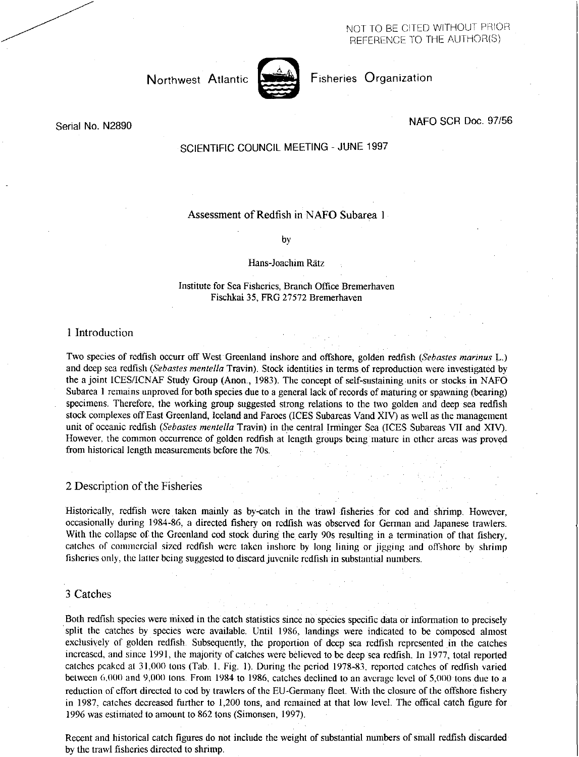NOT TO BE CITED WITHOUT PRIOR REFERENCE TO THE AUTHOR(S)

Northwest Atlantic Fisheries Organization

Serial No. N2890

NAFO SCR Doc. 97/56

SCIENTIFIC COUNCIL MEETING - JUNE 1997

# Assessment of Redfish in NAFO Subarea 1

by

Hans-Joachim Rätz

Institute for Sea Fisheries, Branch Office Bremerhaven
Fischkai 35, FRG 27572 Bremerhaven

## 1 Introduction

Two species of redfish occurr off West Greenland inshore and offshore, golden redfish (*Sebastes marinus* L.) and deep sea redfish (*Sebastes mentella* Travin). Stock identities in terms of reproduction were investigated by the a joint ICES/ICNAF Study Group (Anon., 1983). The concept of self-sustaining units or stocks in NAFO Subarea 1 remains unproved for both species due to a general lack of records of maturing or spawning (bearing) specimens. Therefore, the working group suggested strong relations to the two golden and deep sea redfish stock complexes off East Greenland, Iceland and Faroes (ICES Subareas Vand XIV) as well as the management unit of oceanic redfish (*Sebastes mentella* Travin) in the central Irminger Sea (ICES Subareas VII and XIV). However, the common occurrence of golden redfish at length groups being mature in other areas was proved from historical length measurements before the 70s.

## 2 Description of the Fisheries

Historically, redfish were taken mainly as by-catch in the trawl fisheries for cod and shrimp. However, occasionally during 1984-86, a directed fishery on redfish was observed for German and Japanese trawlers. With the collapse of the Greenland cod stock during the early 90s resulting in a termination of that fishery, catches of commercial sized redfish were taken inshore by long lining or jigging and offshore by shrimp fisheries only, the latter being suggested to discard juvenile redfish in substantial numbers.

## 3 Catches

Both redfish species were mixed in the catch statistics since no species specific data or information to precisely split the catches by species were available. Until 1986, landings were indicated to be composed almost exclusively of golden redfish. Subsequently, the proportion of deep sea redfish represented in the catches increased, and since 1991, the majority of catches were believed to be deep sea redfish. In 1977, total reported catches peaked at 31,000 tons (Tab. 1, Fig. 1). During the period 1978-83, reported catches of redfish varied between 6,000 and 9,000 tons. From 1984 to 1986, catches declined to an average level of 5,000 tons due to a reduction of effort directed to cod by trawlers of the EU-Germany fleet. With the closure of the offshore fishery in 1987, catches decreased further to 1,200 tons, and remained at that low level. The offical catch figure for 1996 was estimated to amount to 862 tons (Simonsen, 1997).

Recent and historical catch figures do not include the weight of substantial numbers of small redfish discarded by the trawl fisheries directed to shrimp.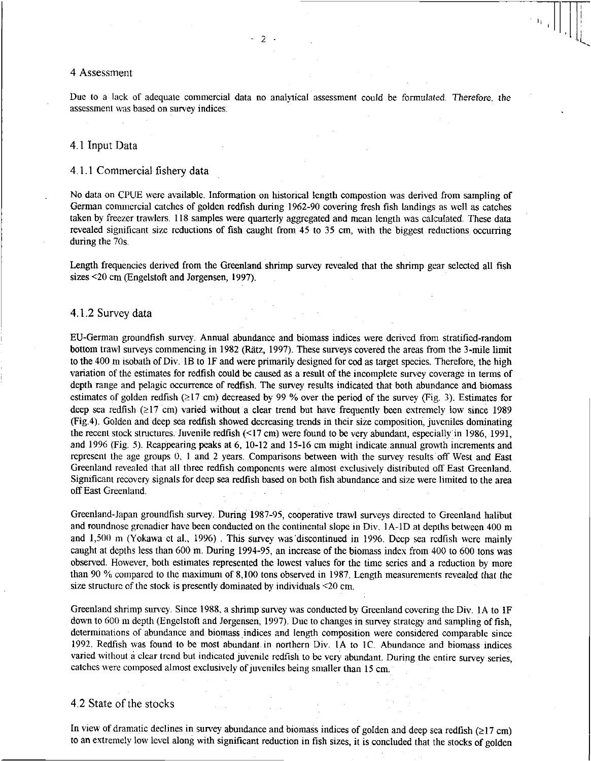# 4 Assessment

Due to a lack of adequate commercial data no analytical assessment could be formulated. Therefore, the assessment was based on survey indices.

## 4.1 Input Data

### 4.1.1 Commercial fishery data

No data on CPUE were available. Information on historical length compostion was derived from sampling of German commercial catches of golden redfish during 1962-90 covering fresh fish landings as well as catches taken by freezer trawlers. 118 samples were quarterly aggregated and mean length was calculated. These data revealed significant size reductions of fish caught from 45 to 35 cm, with the biggest reductions occurring during the 70s.

Length frequencies derived from the Greenland shrimp survey revealed that the shrimp gear selected all fish sizes <20 cm (Engelstoft and Jørgensen, 1997).

### 4.1.2 Survey data

EU-German groundfish survey. Annual abundance and biomass indices were derived from stratified-random bottom trawl surveys commencing in 1982 (Rätz, 1997). These surveys covered the areas from the 3-mile limit to the 400 m isobath of Div. 1B to 1F and were primarily designed for cod as target species. Therefore, the high variation of the estimates for redfish could be caused as a result of the incomplete survey coverage in terms of depth range and pelagic occurrence of redfish. The survey results indicated that both abundance and biomass estimates of golden redfish (≥17 cm) decreased by 99 % over the period of the survey (Fig. 3). Estimates for deep sea redfish (≥17 cm) varied without a clear trend but have frequently been extremely low since 1989 (Fig.4). Golden and deep sea redfish showed decreasing trends in their size composition, juveniles dominating the recent stock structures. Juvenile redfish (<17 cm) were found to be very abundant, especially in 1986, 1991, and 1996 (Fig. 5). Reappearing peaks at 6, 10-12 and 15-16 cm might indicate annual growth increments and represent the age groups 0, 1 and 2 years. Comparisons between with the survey results off West and East Greenland revealed that all three redfish components were almost exclusively distributed off East Greenland. Significant recovery signals for deep sea redfish based on both fish abundance and size were limited to the area off East Greenland.

Greenland-Japan groundfish survey. During 1987-95, cooperative trawl surveys directed to Greenland halibut and roundnose grenadier have been conducted on the continental slope in Div. 1A-1D at depths between 400 m and 1,500 m (Yokawa et al., 1996) . This survey was discontinued in 1996. Deep sea redfish were mainly caught at depths less than 600 m. During 1994-95, an increase of the biomass index from 400 to 600 tons was observed. However, both estimates represented the lowest values for the time series and a reduction by more than 90 % compared to the maximum of 8,100 tons observed in 1987. Length measurements revealed that the size structure of the stock is presently dominated by individuals <20 cm.

Greenland shrimp survey. Since 1988, a shrimp survey was conducted by Greenland covering the Div. 1A to 1F down to 600 m depth (Engelstoft and Jørgensen, 1997). Due to changes in survey strategy and sampling of fish, determinations of abundance and biomass indices and length composition were considered comparable since 1992. Redfish was found to be most abundant in northern Div. 1A to 1C. Abundance and biomass indices varied without a clear trend but indicated juvenile redfish to be very abundant. During the entire survey series, catches were composed almost exclusively of juveniles being smaller than 15 cm.

## 4.2 State of the stocks

In view of dramatic declines in survey abundance and biomass indices of golden and deep sea redfish (≥17 cm) to an extremely low level along with significant reduction in fish sizes, it is concluded that the stocks of golden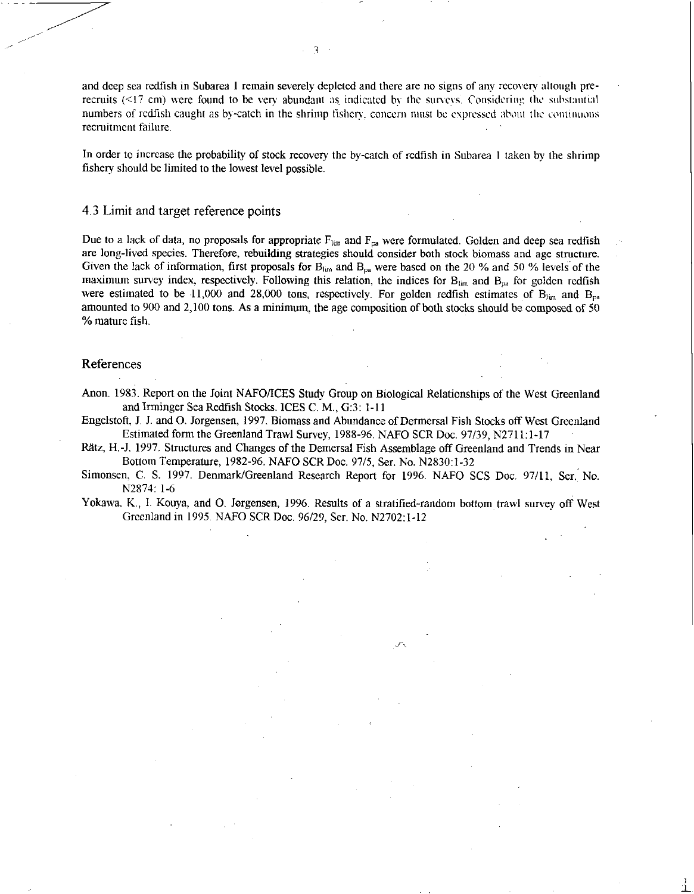and deep sea redfish in Subarea 1 remain severely depleted and there are no signs of any recovery altough pre-recruits (<17 cm) were found to be very abundant as indicated by the surveys. Considering the substantial numbers of redfish caught as by-catch in the shrimp fishery, concern must be expressed about the continuous recruitment failure.

In order to increase the probability of stock recovery the by-catch of redfish in Subarea 1 taken by the shrimp fishery should be limited to the lowest level possible.

## 4.3 Limit and target reference points

Due to a lack of data, no proposals for appropriate $F_{lim}$ and $F_{pa}$ were formulated. Golden and deep sea redfish are long-lived species. Therefore, rebuilding strategies should consider both stock biomass and age structure. Given the lack of information, first proposals for $B_{lim}$ and $B_{pa}$ were based on the 20 % and 50 % levels of the maximum survey index, respectively. Following this relation, the indices for $B_{lim}$ and $B_{pa}$ for golden redfish were estimated to be 11,000 and 28,000 tons, respectively. For golden redfish estimates of $B_{lim}$ and $B_{pa}$ amounted to 900 and 2,100 tons. As a minimum, the age composition of both stocks should be composed of 50 % mature fish.

## References

Anon. 1983. Report on the Joint NAFO/ICES Study Group on Biological Relationships of the West Greenland and Irminger Sea Redfish Stocks. ICES C. M., G:3: 1-11

Engelstoft, J. J. and O. Jørgensen, 1997. Biomass and Abundance of Dermersal Fish Stocks off West Greenland Estimated form the Greenland Trawl Survey, 1988-96. NAFO SCR Doc. 97/39, N2711:1-17

Rätz, H.-J. 1997. Structures and Changes of the Demersal Fish Assemblage off Greenland and Trends in Near Bottom Temperature, 1982-96. NAFO SCR Doc. 97/5, Ser. No. N2830:1-32

Simonsen, C. S. 1997. Denmark/Greenland Research Report for 1996. NAFO SCS Doc. 97/11, Ser. No. N2874: 1-6

Yokawa, K., I. Kouya, and O. Jørgensen, 1996. Results of a stratified-random bottom trawl survey off West Greenland in 1995. NAFO SCR Doc. 96/29, Ser. No. N2702:1-12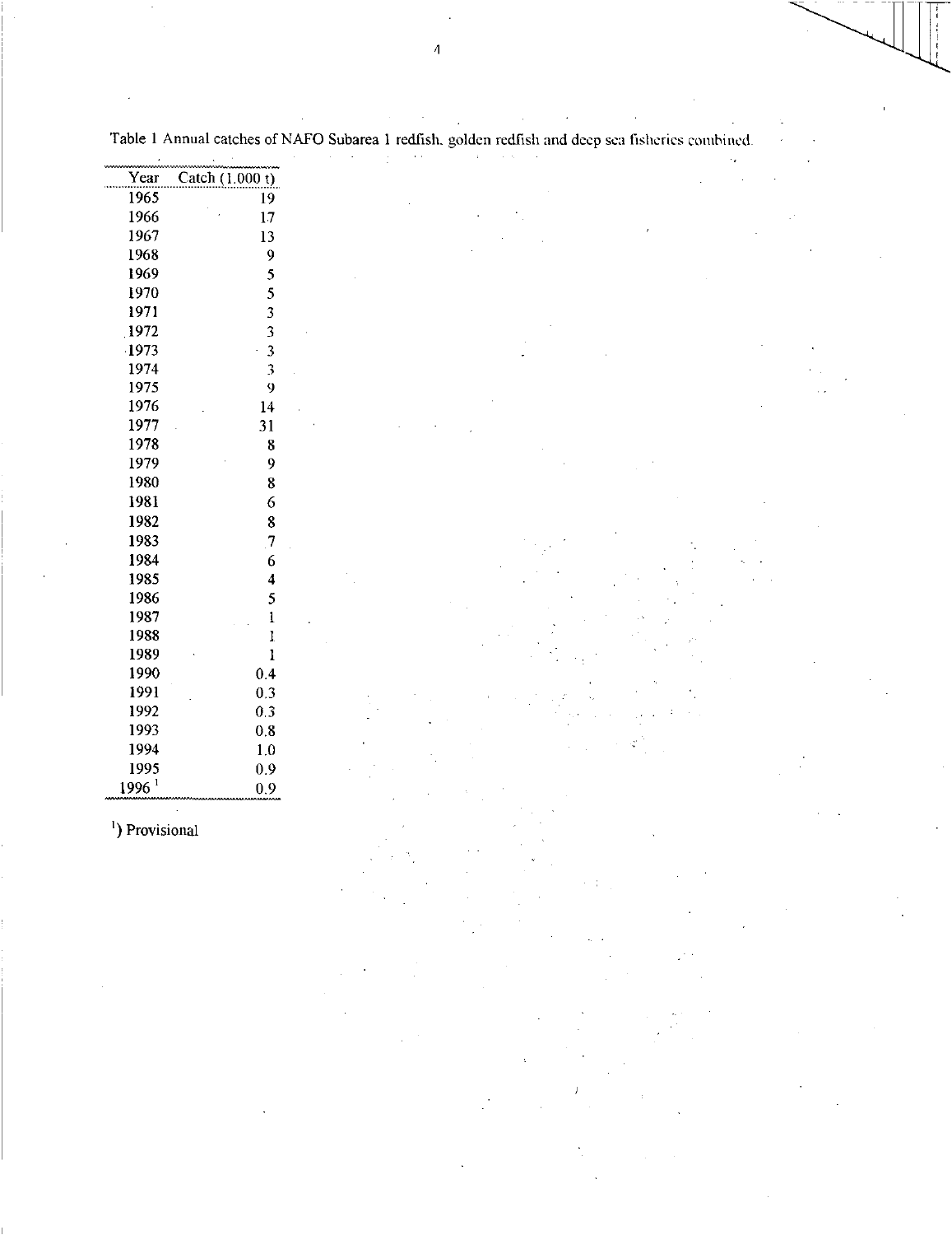Table 1 Annual catches of NAFO Subarea 1 redfish, golden redfish and deep sea fisheries combined.

| Year | Catch (1.000 t) |
|---|---|
| 1965 | 19 |
| 1966 | 17 |
| 1967 | 13 |
| 1968 | 9 |
| 1969 | 5 |
| 1970 | 5 |
| 1971 | 3 |
| 1972 | 3 |
| 1973 | 3 |
| 1974 | 3 |
| 1975 | 9 |
| 1976 | 14 |
| 1977 | 31 |
| 1978 | 8 |
| 1979 | 9 |
| 1980 | 8 |
| 1981 | 6 |
| 1982 | 8 |
| 1983 | 7 |
| 1984 | 6 |
| 1985 | 4 |
| 1986 | 5 |
| 1987 | 1 |
| 1988 | 1 |
| 1989 | 1 |
| 1990 | 0.4 |
| 1991 | 0.3 |
| 1992 | 0.3 |
| 1993 | 0.8 |
| 1994 | 1.0 |
| 1995 | 0.9 |
| 1996 [1] | 0.9 |

[1]) Provisional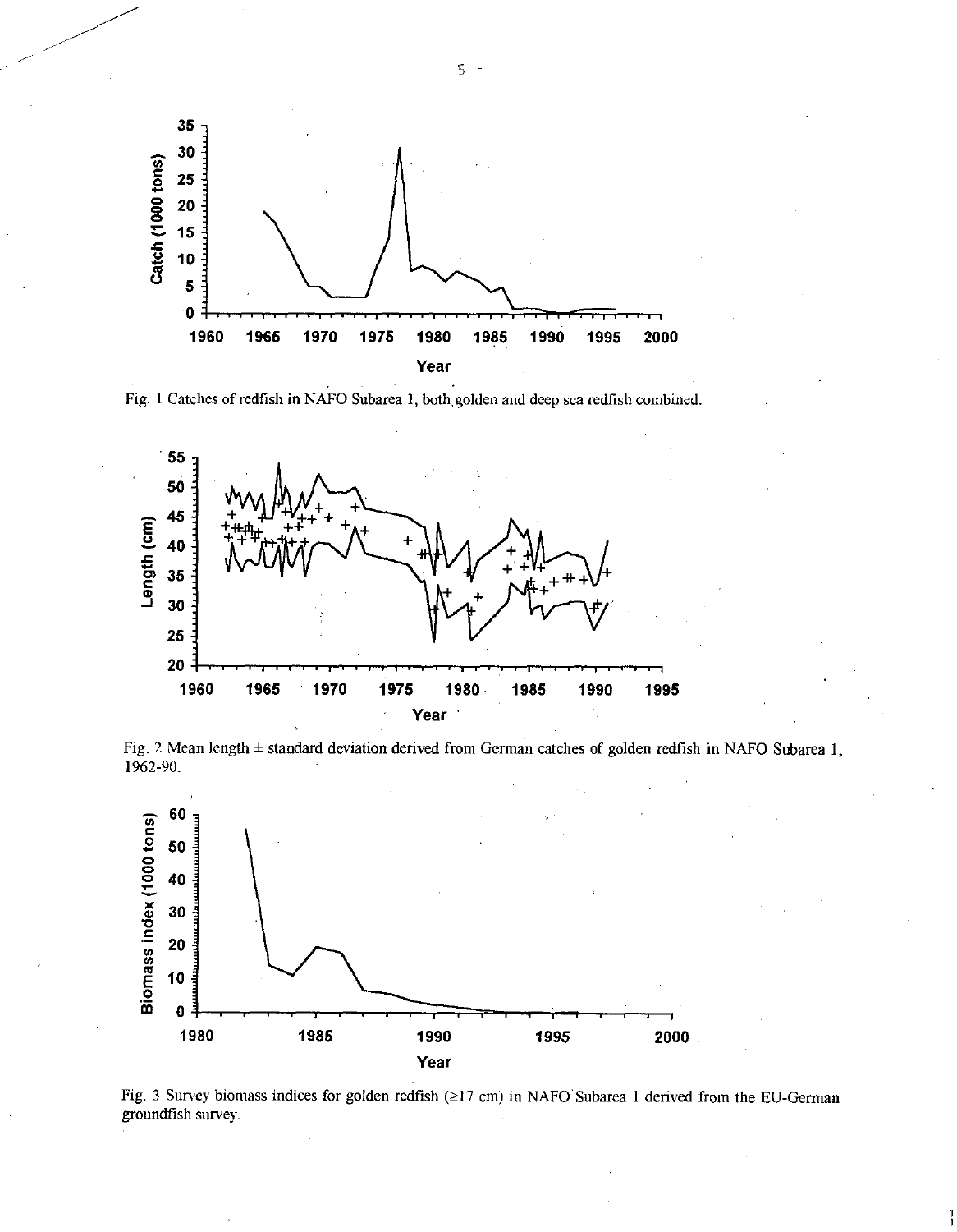Fig. 1 Catches of redfish in NAFO Subarea 1, both golden and deep sea redfish combined.

Fig. 2 Mean length ± standard deviation derived from German catches of golden redfish in NAFO Subarea 1, 1962-90.

Fig. 3 Survey biomass indices for golden redfish (≥17 cm) in NAFO Subarea 1 derived from the EU-German groundfish survey.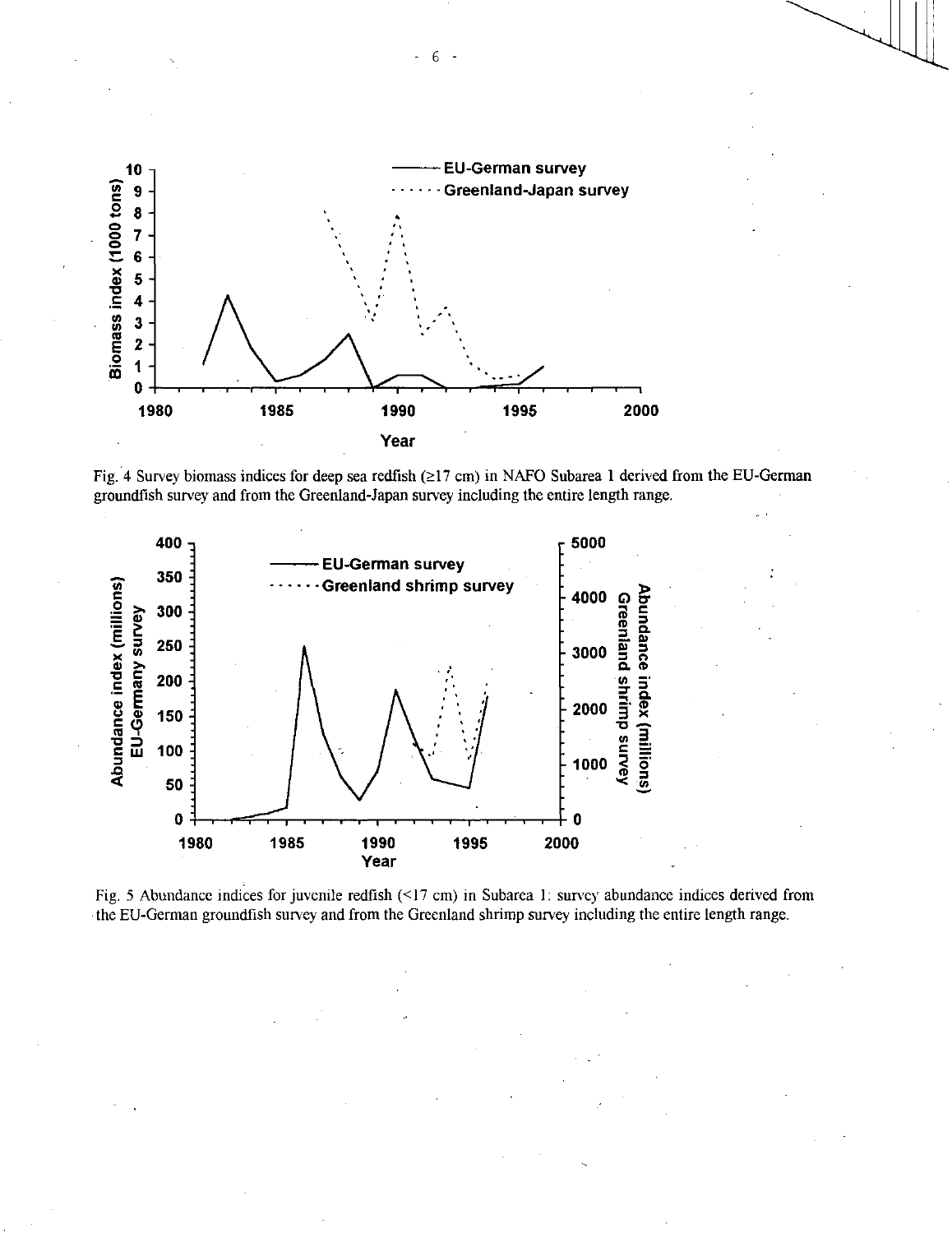10
9
8
7
6
5
4
3
2
1
0

Biomass index (1000 tons)

EU-German survey

Greenland-Japan survey

1980
1985
1990
1995
2000

Year

Fig. 4 Survey biomass indices for deep sea redfish (≥17 cm) in NAFO Subarea 1 derived from the EU-German groundfish survey and from the Greenland-Japan survey including the entire length range.

400
350
300
250
200
150
100
50
0

Abundance index (millions) EU-Germany survey

EU-German survey

Greenland shrimp survey

5000
4000
3000
2000
1000
0

Abundance index (millions) Greenland shrimp survey

1980
1985
1990
1995
2000

Year

Fig. 5 Abundance indices for juvenile redfish (<17 cm) in Subarea 1: survey abundance indices derived from the EU-German groundfish survey and from the Greenland shrimp survey including the entire length range.